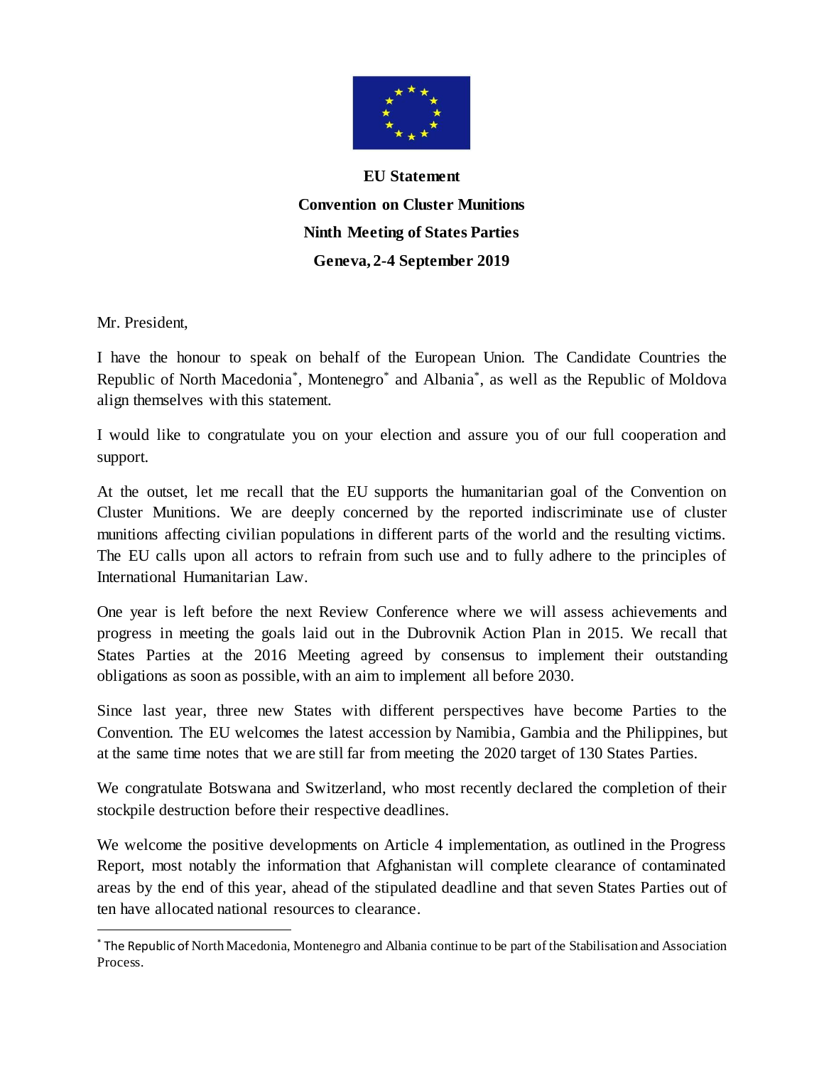**EU Statement**

**Convention on Cluster Munitions**

**Ninth Meeting of States Parties**

**Geneva, 2-4 September 2019**

Mr. President,

I have the honour to speak on behalf of the European Union. The Candidate Countries the Republic of North Macedonia*, Montenegro* and Albania*, as well as the Republic of Moldova align themselves with this statement.

I would like to congratulate you on your election and assure you of our full cooperation and support.

At the outset, let me recall that the EU supports the humanitarian goal of the Convention on Cluster Munitions. We are deeply concerned by the reported indiscriminate use of cluster munitions affecting civilian populations in different parts of the world and the resulting victims. The EU calls upon all actors to refrain from such use and to fully adhere to the principles of International Humanitarian Law.

One year is left before the next Review Conference where we will assess achievements and progress in meeting the goals laid out in the Dubrovnik Action Plan in 2015. We recall that States Parties at the 2016 Meeting agreed by consensus to implement their outstanding obligations as soon as possible, with an aim to implement all before 2030.

Since last year, three new States with different perspectives have become Parties to the Convention. The EU welcomes the latest accession by Namibia, Gambia and the Philippines, but at the same time notes that we are still far from meeting the 2020 target of 130 States Parties.

We congratulate Botswana and Switzerland, who most recently declared the completion of their stockpile destruction before their respective deadlines.

We welcome the positive developments on Article 4 implementation, as outlined in the Progress Report, most notably the information that Afghanistan will complete clearance of contaminated areas by the end of this year, ahead of the stipulated deadline and that seven States Parties out of ten have allocated national resources to clearance.

---

* The Republic of North Macedonia, Montenegro and Albania continue to be part of the Stabilisation and Association Process.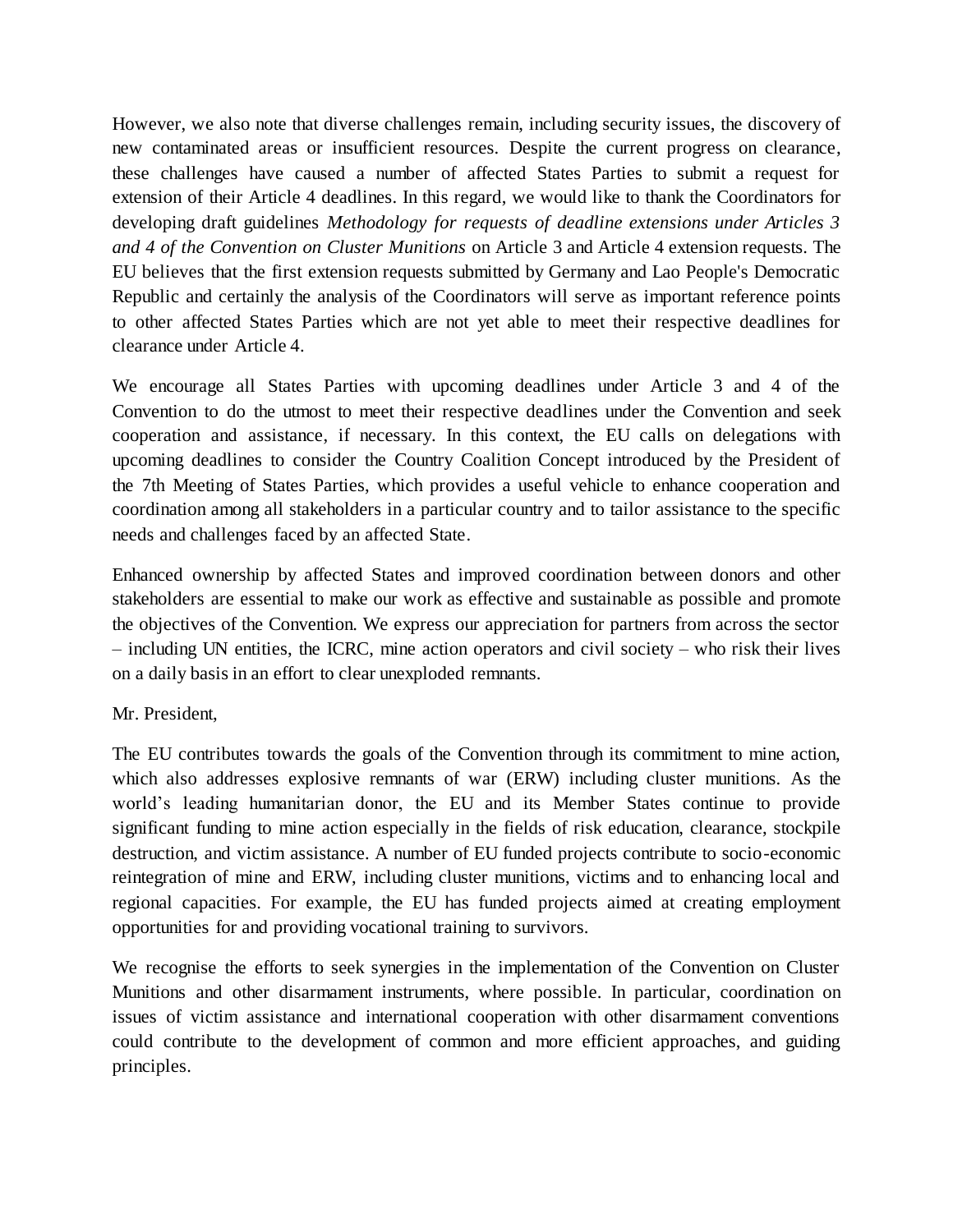However, we also note that diverse challenges remain, including security issues, the discovery of new contaminated areas or insufficient resources. Despite the current progress on clearance, these challenges have caused a number of affected States Parties to submit a request for extension of their Article 4 deadlines. In this regard, we would like to thank the Coordinators for developing draft guidelines *Methodology for requests of deadline extensions under Articles 3 and 4 of the Convention on Cluster Munitions* on Article 3 and Article 4 extension requests. The EU believes that the first extension requests submitted by Germany and Lao People's Democratic Republic and certainly the analysis of the Coordinators will serve as important reference points to other affected States Parties which are not yet able to meet their respective deadlines for clearance under Article 4.

We encourage all States Parties with upcoming deadlines under Article 3 and 4 of the Convention to do the utmost to meet their respective deadlines under the Convention and seek cooperation and assistance, if necessary. In this context, the EU calls on delegations with upcoming deadlines to consider the Country Coalition Concept introduced by the President of the 7th Meeting of States Parties, which provides a useful vehicle to enhance cooperation and coordination among all stakeholders in a particular country and to tailor assistance to the specific needs and challenges faced by an affected State.

Enhanced ownership by affected States and improved coordination between donors and other stakeholders are essential to make our work as effective and sustainable as possible and promote the objectives of the Convention. We express our appreciation for partners from across the sector – including UN entities, the ICRC, mine action operators and civil society – who risk their lives on a daily basis in an effort to clear unexploded remnants.

Mr. President,

The EU contributes towards the goals of the Convention through its commitment to mine action, which also addresses explosive remnants of war (ERW) including cluster munitions. As the world's leading humanitarian donor, the EU and its Member States continue to provide significant funding to mine action especially in the fields of risk education, clearance, stockpile destruction, and victim assistance. A number of EU funded projects contribute to socio-economic reintegration of mine and ERW, including cluster munitions, victims and to enhancing local and regional capacities. For example, the EU has funded projects aimed at creating employment opportunities for and providing vocational training to survivors.

We recognise the efforts to seek synergies in the implementation of the Convention on Cluster Munitions and other disarmament instruments, where possible. In particular, coordination on issues of victim assistance and international cooperation with other disarmament conventions could contribute to the development of common and more efficient approaches, and guiding principles.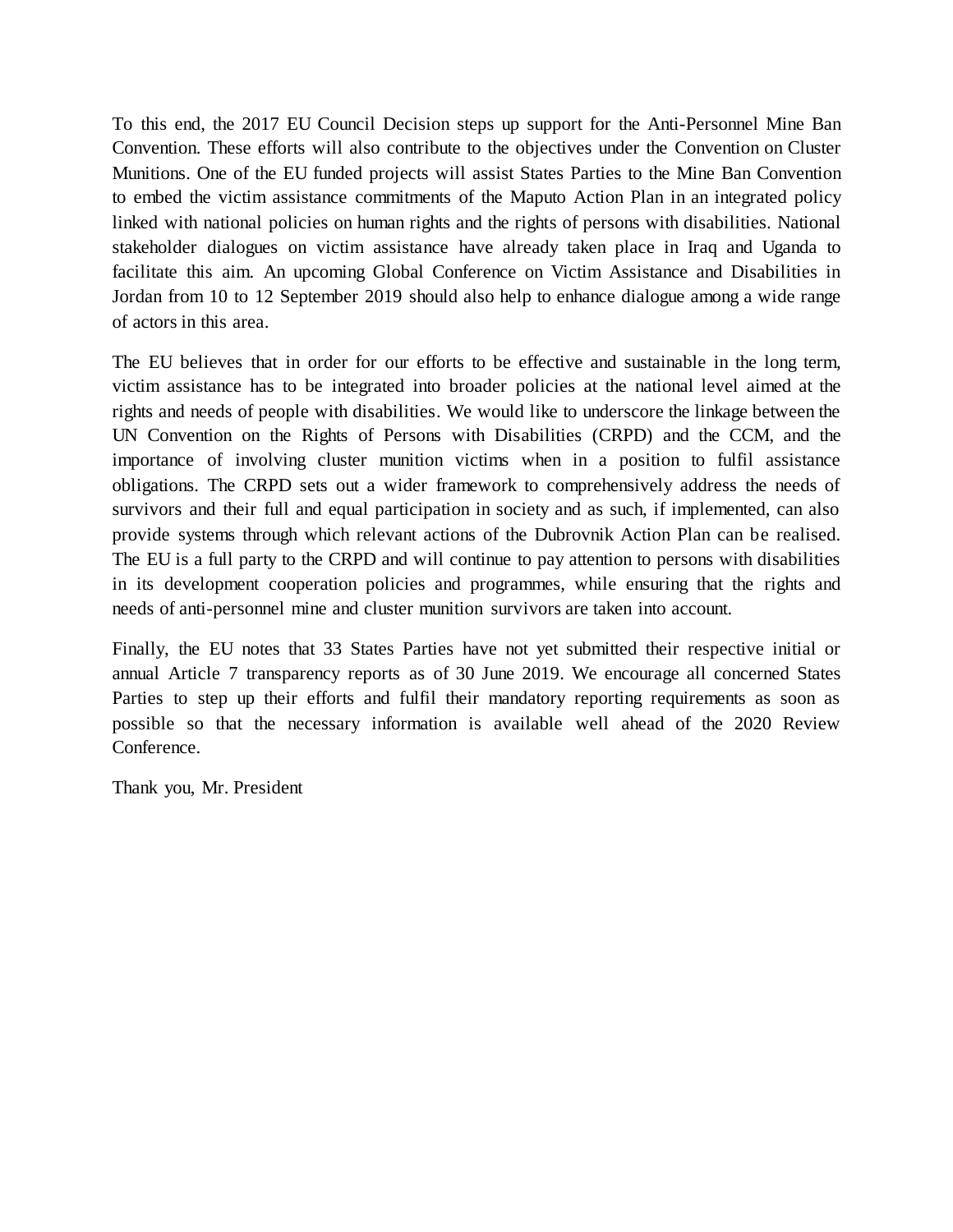To this end, the 2017 EU Council Decision steps up support for the Anti-Personnel Mine Ban Convention. These efforts will also contribute to the objectives under the Convention on Cluster Munitions. One of the EU funded projects will assist States Parties to the Mine Ban Convention to embed the victim assistance commitments of the Maputo Action Plan in an integrated policy linked with national policies on human rights and the rights of persons with disabilities. National stakeholder dialogues on victim assistance have already taken place in Iraq and Uganda to facilitate this aim. An upcoming Global Conference on Victim Assistance and Disabilities in Jordan from 10 to 12 September 2019 should also help to enhance dialogue among a wide range of actors in this area.

The EU believes that in order for our efforts to be effective and sustainable in the long term, victim assistance has to be integrated into broader policies at the national level aimed at the rights and needs of people with disabilities. We would like to underscore the linkage between the UN Convention on the Rights of Persons with Disabilities (CRPD) and the CCM, and the importance of involving cluster munition victims when in a position to fulfil assistance obligations. The CRPD sets out a wider framework to comprehensively address the needs of survivors and their full and equal participation in society and as such, if implemented, can also provide systems through which relevant actions of the Dubrovnik Action Plan can be realised. The EU is a full party to the CRPD and will continue to pay attention to persons with disabilities in its development cooperation policies and programmes, while ensuring that the rights and needs of anti-personnel mine and cluster munition survivors are taken into account.

Finally, the EU notes that 33 States Parties have not yet submitted their respective initial or annual Article 7 transparency reports as of 30 June 2019. We encourage all concerned States Parties to step up their efforts and fulfil their mandatory reporting requirements as soon as possible so that the necessary information is available well ahead of the 2020 Review Conference.

Thank you, Mr. President